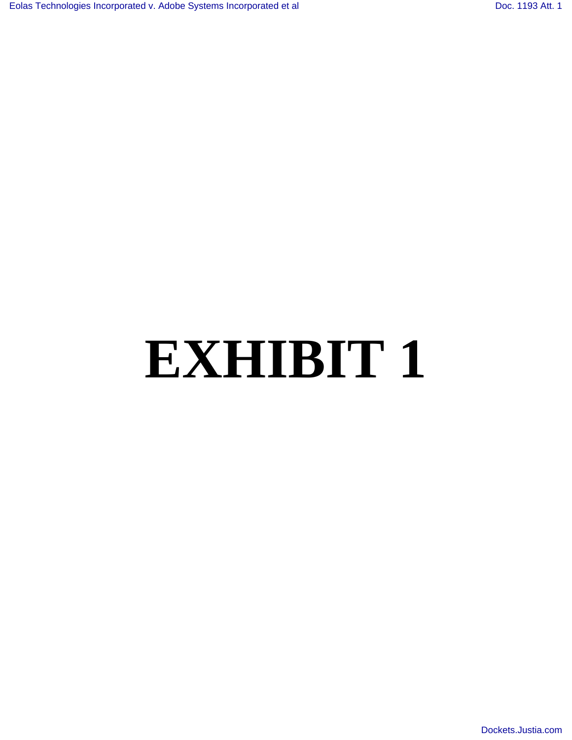# EXHIBIT 1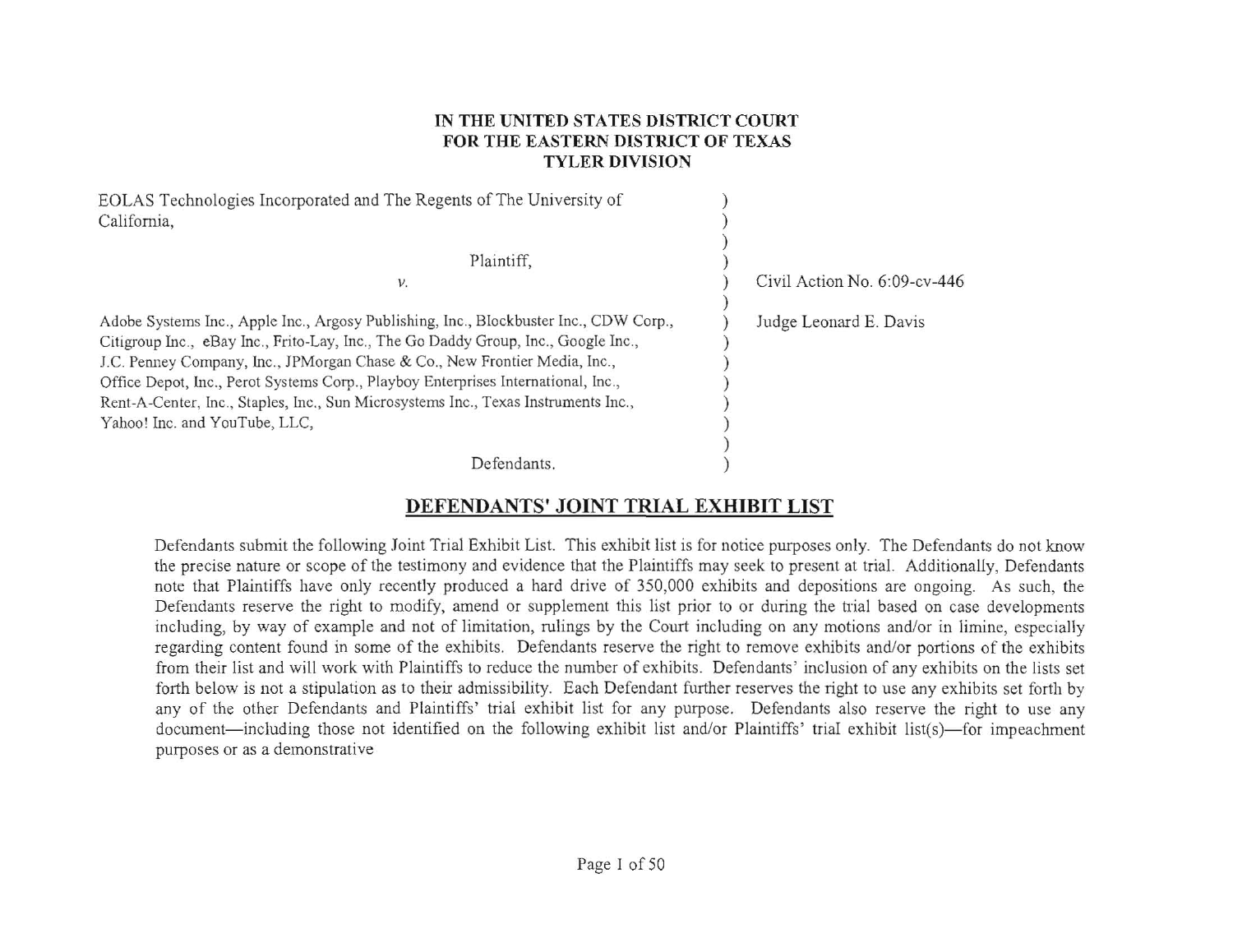**IN THE UNITED STATES DISTRICT COURT**
**FOR THE EASTERN DISTRICT OF TEXAS**
**TYLER DIVISION**

| | | |
|---|---|---|
| EOLAS Technologies Incorporated and The Regents of The University of California, | ) | |
| Plaintiff, | ) | Civil Action No. 6:09-cv-446 |
| v. | ) | Judge Leonard E. Davis |
| Adobe Systems Inc., Apple Inc., Argosy Publishing, Inc., Blockbuster Inc., CDW Corp., Citigroup Inc., eBay Inc., Frito-Lay, Inc., The Go Daddy Group, Inc., Google Inc., J.C. Penney Company, Inc., JPMorgan Chase & Co., New Frontier Media, Inc., Office Depot, Inc., Perot Systems Corp., Playboy Enterprises International, Inc., Rent-A-Center, Inc., Staples, Inc., Sun Microsystems Inc., Texas Instruments Inc., Yahoo! Inc. and YouTube, LLC, | ) | |
| Defendants. | ) | |

## DEFENDANTS' JOINT TRIAL EXHIBIT LIST

Defendants submit the following Joint Trial Exhibit List. This exhibit list is for notice purposes only. The Defendants do not know the precise nature or scope of the testimony and evidence that the Plaintiffs may seek to present at trial. Additionally, Defendants note that Plaintiffs have only recently produced a hard drive of 350,000 exhibits and depositions are ongoing. As such, the Defendants reserve the right to modify, amend or supplement this list prior to or during the trial based on case developments including, by way of example and not of limitation, rulings by the Court including on any motions and/or in limine, especially regarding content found in some of the exhibits. Defendants reserve the right to remove exhibits and/or portions of the exhibits from their list and will work with Plaintiffs to reduce the number of exhibits. Defendants' inclusion of any exhibits on the lists set forth below is not a stipulation as to their admissibility. Each Defendant further reserves the right to use any exhibits set forth by any of the other Defendants and Plaintiffs' trial exhibit list for any purpose. Defendants also reserve the right to use any document—including those not identified on the following exhibit list and/or Plaintiffs' trial exhibit list(s)—for impeachment purposes or as a demonstrative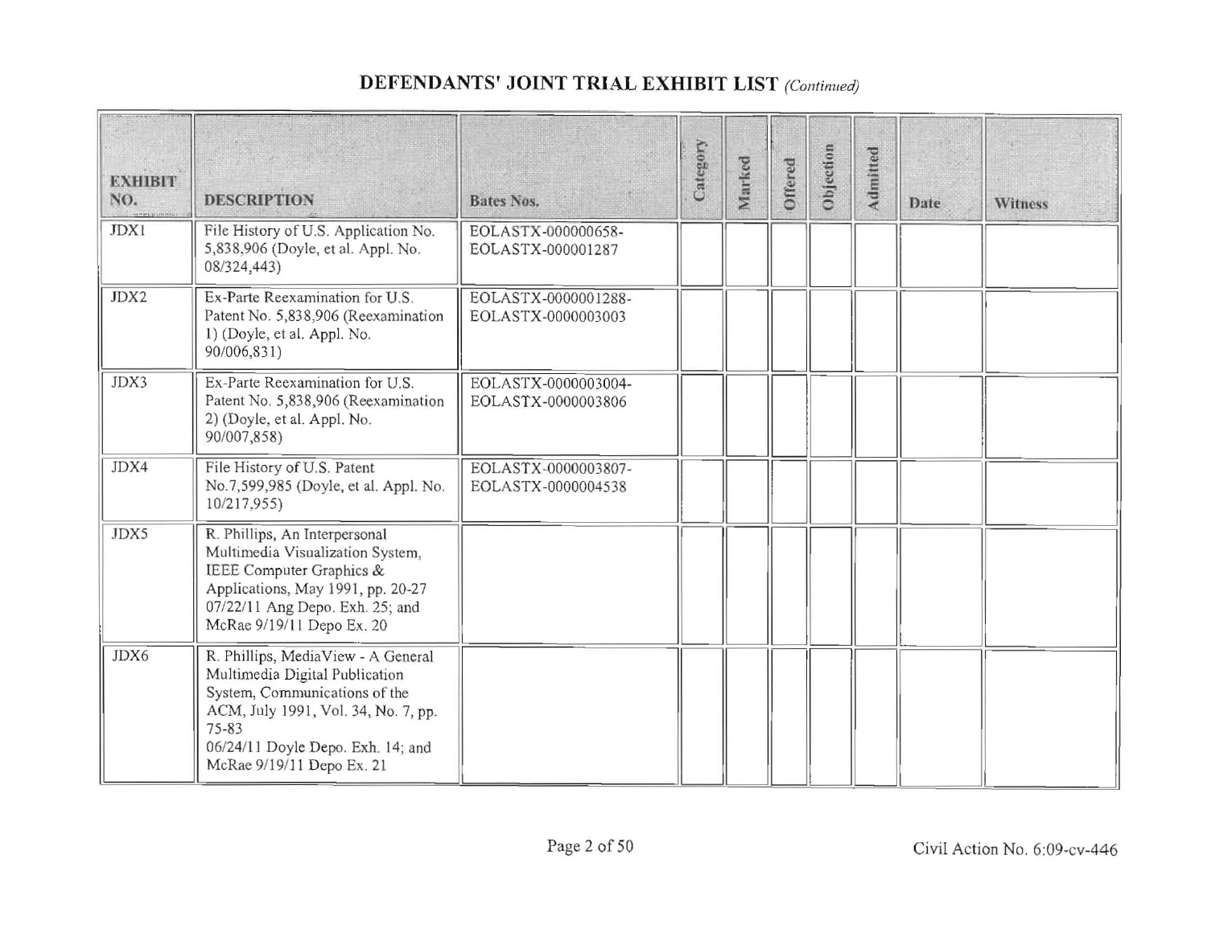## DEFENDANTS' JOINT TRIAL EXHIBIT LIST *(Continued)*

| EXHIBIT NO. | DESCRIPTION | Bates Nos. | Category | Marked | Offered | Objection | Admitted | Date | Witness |
|---|---|---|---|---|---|---|---|---|---|
| JDX1 | File History of U.S. Application No. 5,838,906 (Doyle, et al. Appl. No. 08/324,443) | EOLASTX-000000658- EOLASTX-000001287 | | | | | | | |
| JDX2 | Ex-Parte Reexamination for U.S. Patent No. 5,838,906 (Reexamination 1) (Doyle, et al. Appl. No. 90/006,831) | EOLASTX-0000001288- EOLASTX-0000003003 | | | | | | | |
| JDX3 | Ex-Parte Reexamination for U.S. Patent No. 5,838,906 (Reexamination 2) (Doyle, et al. Appl. No. 90/007,858) | EOLASTX-0000003004- EOLASTX-0000003806 | | | | | | | |
| JDX4 | File History of U.S. Patent No.7,599,985 (Doyle, et al. Appl. No. 10/217,955) | EOLASTX-0000003807- EOLASTX-0000004538 | | | | | | | |
| JDX5 | R. Phillips, An Interpersonal Multimedia Visualization System, IEEE Computer Graphics & Applications, May 1991, pp. 20-27 07/22/11 Ang Depo. Exh. 25; and McRae 9/19/11 Depo Ex. 20 | | | | | | | | |
| JDX6 | R. Phillips, MediaView - A General Multimedia Digital Publication System, Communications of the ACM, July 1991, Vol. 34, No. 7, pp. 75-83 06/24/11 Doyle Depo. Exh. 14; and McRae 9/19/11 Depo Ex. 21 | | | | | | | | |

Civil Action No. 6:09-cv-446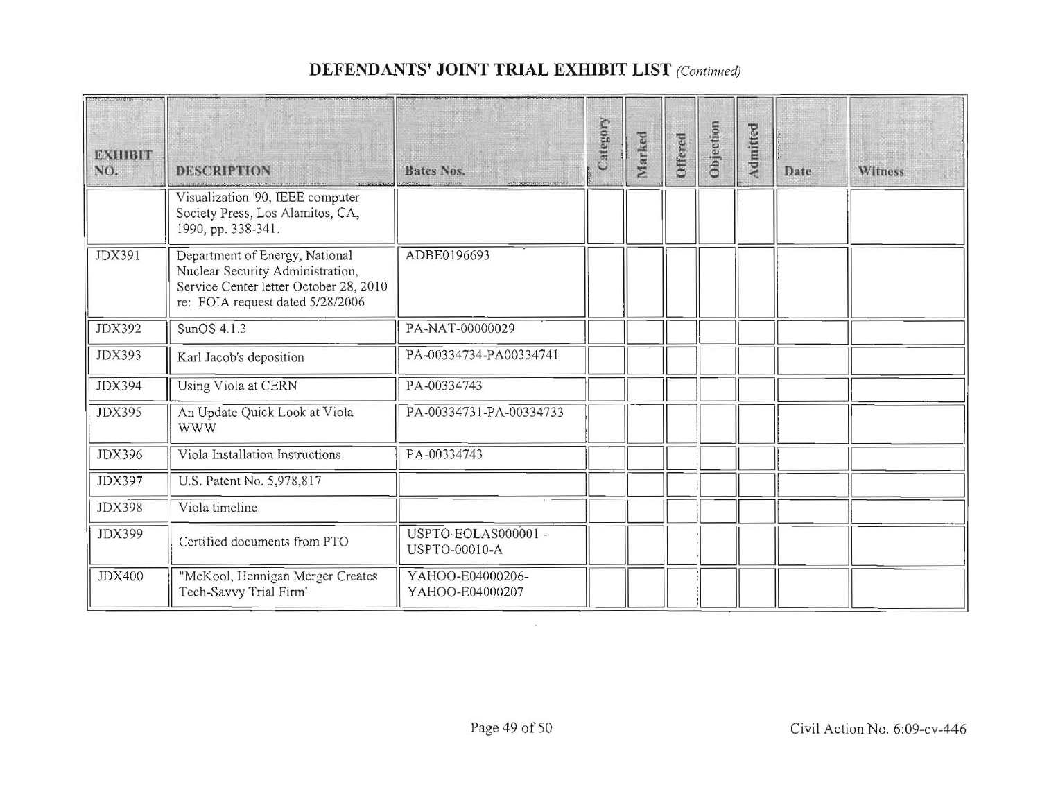## DEFENDANTS' JOINT TRIAL EXHIBIT LIST *(Continued)*

| EXHIBIT NO. | DESCRIPTION | Bates Nos. | Category | Marked | Offered | Objection | Admitted | Date | Witness |
|---|---|---|---|---|---|---|---|---|---|
| | Visualization '90, IEEE computer Society Press, Los Alamitos, CA, 1990, pp. 338-341. | | | | | | | | |
| JDX391 | Department of Energy, National Nuclear Security Administration, Service Center letter October 28, 2010 re: FOIA request dated 5/28/2006 | ADBE0196693 | | | | | | | |
| JDX392 | SunOS 4.1.3 | PA-NAT-00000029 | | | | | | | |
| JDX393 | Karl Jacob's deposition | PA-00334734-PA00334741 | | | | | | | |
| JDX394 | Using Viola at CERN | PA-00334743 | | | | | | | |
| JDX395 | An Update Quick Look at Viola WWW | PA-00334731-PA-00334733 | | | | | | | |
| JDX396 | Viola Installation Instructions | PA-00334743 | | | | | | | |
| JDX397 | U.S. Patent No. 5,978,817 | | | | | | | | |
| JDX398 | Viola timeline | | | | | | | | |
| JDX399 | Certified documents from PTO | USPTO-EOLAS000001 - USPTO-00010-A | | | | | | | |
| JDX400 | "McKool, Hennigan Merger Creates Tech-Savvy Trial Firm" | YAHOO-E04000206-YAHOO-E04000207 | | | | | | | |

Civil Action No. 6:09-cv-446